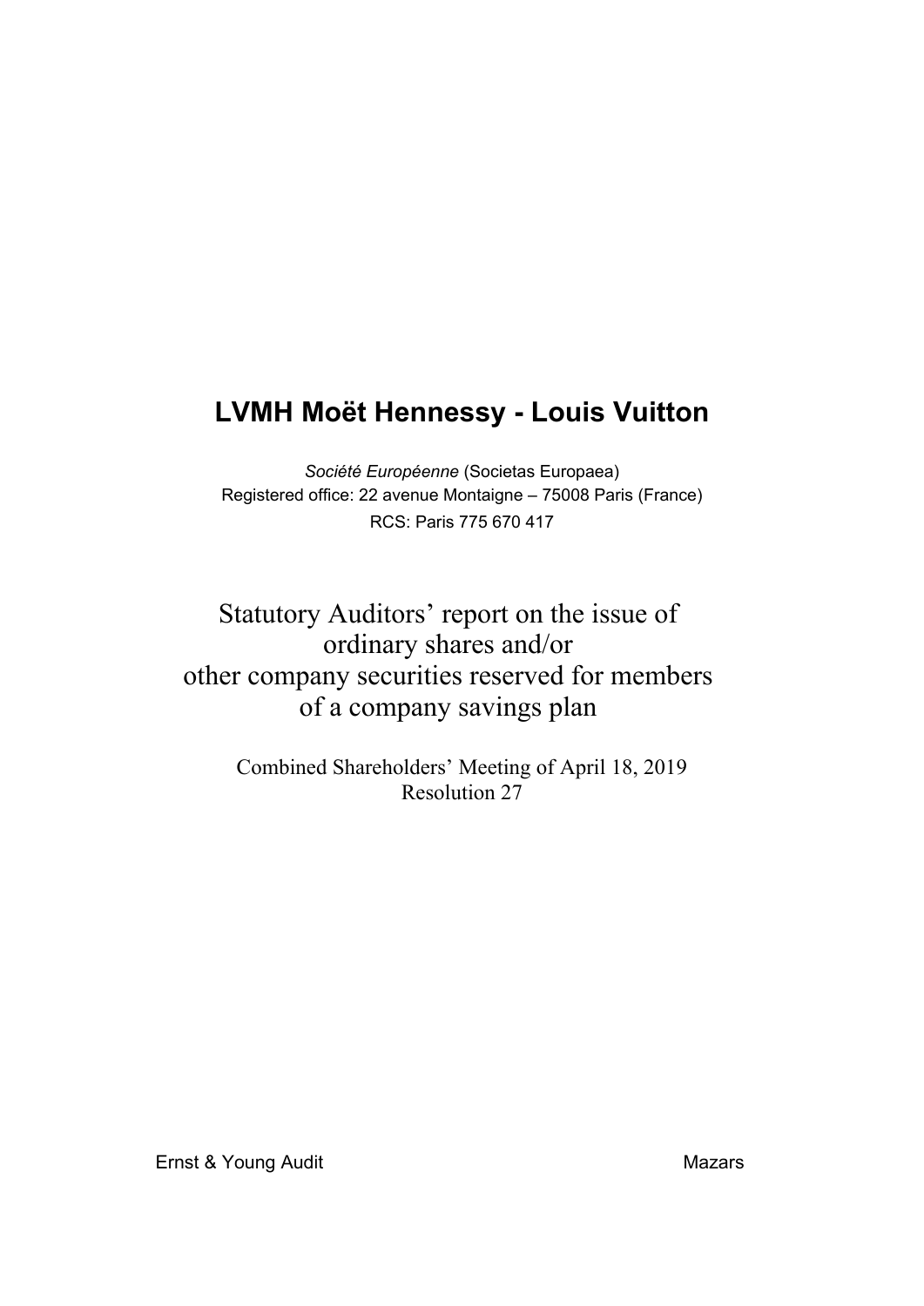# LVMH Moët Hennessy - Louis Vuitton

*Société Européenne* (Societas Europaea)
Registered office: 22 avenue Montaigne – 75008 Paris (France)
RCS: Paris 775 670 417

## Statutory Auditors' report on the issue of ordinary shares and/or other company securities reserved for members of a company savings plan

Combined Shareholders' Meeting of April 18, 2019
Resolution 27

Ernst & Young Audit

Mazars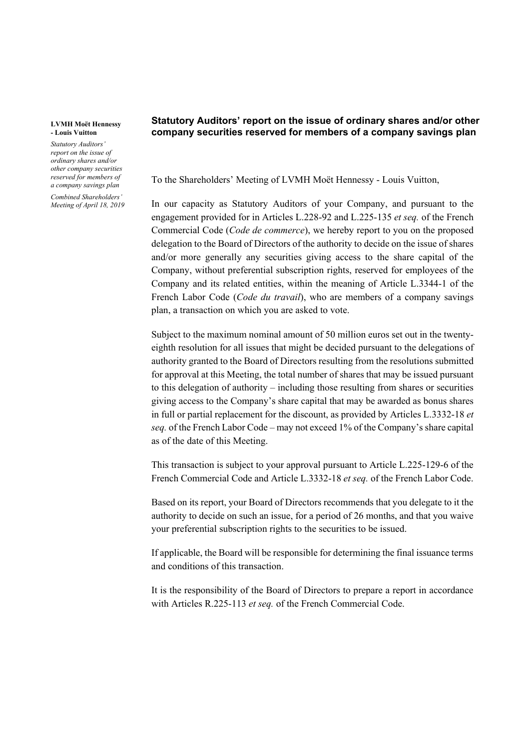## Statutory Auditors' report on the issue of ordinary shares and/or other company securities reserved for members of a company savings plan

To the Shareholders' Meeting of LVMH Moët Hennessy - Louis Vuitton,

In our capacity as Statutory Auditors of your Company, and pursuant to the engagement provided for in Articles L.228-92 and L.225-135 *et seq.* of the French Commercial Code (*Code de commerce*), we hereby report to you on the proposed delegation to the Board of Directors of the authority to decide on the issue of shares and/or more generally any securities giving access to the share capital of the Company, without preferential subscription rights, reserved for employees of the Company and its related entities, within the meaning of Article L.3344-1 of the French Labor Code (*Code du travail*), who are members of a company savings plan, a transaction on which you are asked to vote.

Subject to the maximum nominal amount of 50 million euros set out in the twenty-eighth resolution for all issues that might be decided pursuant to the delegations of authority granted to the Board of Directors resulting from the resolutions submitted for approval at this Meeting, the total number of shares that may be issued pursuant to this delegation of authority – including those resulting from shares or securities giving access to the Company's share capital that may be awarded as bonus shares in full or partial replacement for the discount, as provided by Articles L.3332-18 *et seq.* of the French Labor Code – may not exceed 1% of the Company's share capital as of the date of this Meeting.

This transaction is subject to your approval pursuant to Article L.225-129-6 of the French Commercial Code and Article L.3332-18 *et seq.* of the French Labor Code.

Based on its report, your Board of Directors recommends that you delegate to it the authority to decide on such an issue, for a period of 26 months, and that you waive your preferential subscription rights to the securities to be issued.

If applicable, the Board will be responsible for determining the final issuance terms and conditions of this transaction.

It is the responsibility of the Board of Directors to prepare a report in accordance with Articles R.225-113 *et seq.* of the French Commercial Code.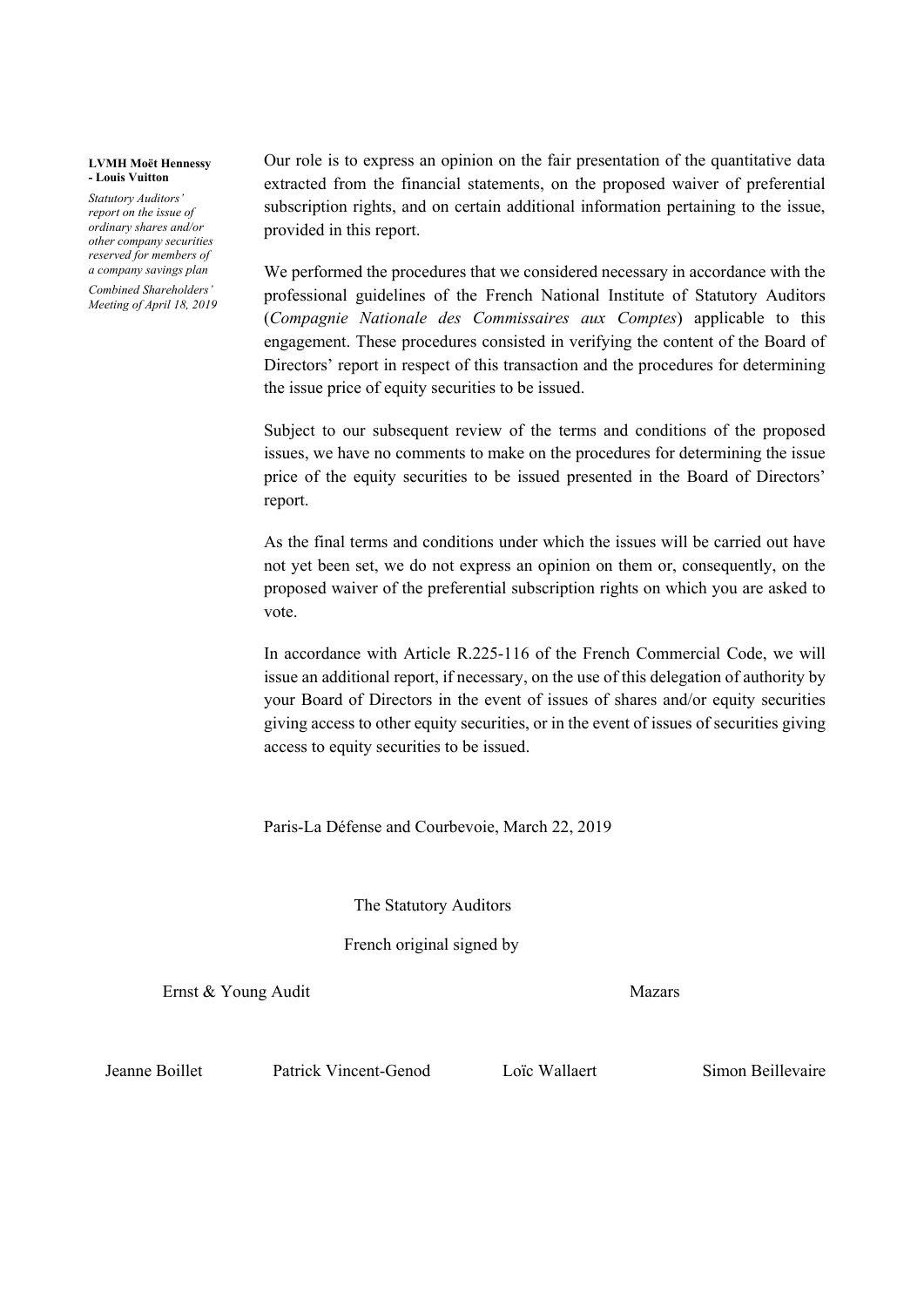Our role is to express an opinion on the fair presentation of the quantitative data extracted from the financial statements, on the proposed waiver of preferential subscription rights, and on certain additional information pertaining to the issue, provided in this report.

We performed the procedures that we considered necessary in accordance with the professional guidelines of the French National Institute of Statutory Auditors (*Compagnie Nationale des Commissaires aux Comptes*) applicable to this engagement. These procedures consisted in verifying the content of the Board of Directors' report in respect of this transaction and the procedures for determining the issue price of equity securities to be issued.

Subject to our subsequent review of the terms and conditions of the proposed issues, we have no comments to make on the procedures for determining the issue price of the equity securities to be issued presented in the Board of Directors' report.

As the final terms and conditions under which the issues will be carried out have not yet been set, we do not express an opinion on them or, consequently, on the proposed waiver of the preferential subscription rights on which you are asked to vote.

In accordance with Article R.225-116 of the French Commercial Code, we will issue an additional report, if necessary, on the use of this delegation of authority by your Board of Directors in the event of issues of shares and/or equity securities giving access to other equity securities, or in the event of issues of securities giving access to equity securities to be issued.

Paris-La Défense and Courbevoie, March 22, 2019

The Statutory Auditors

French original signed by

| Ernst & Young Audit | | Mazars | |
|---|---|---|---|
| Jeanne Boillet | Patrick Vincent-Genod | Loïc Wallaert | Simon Beillevaire |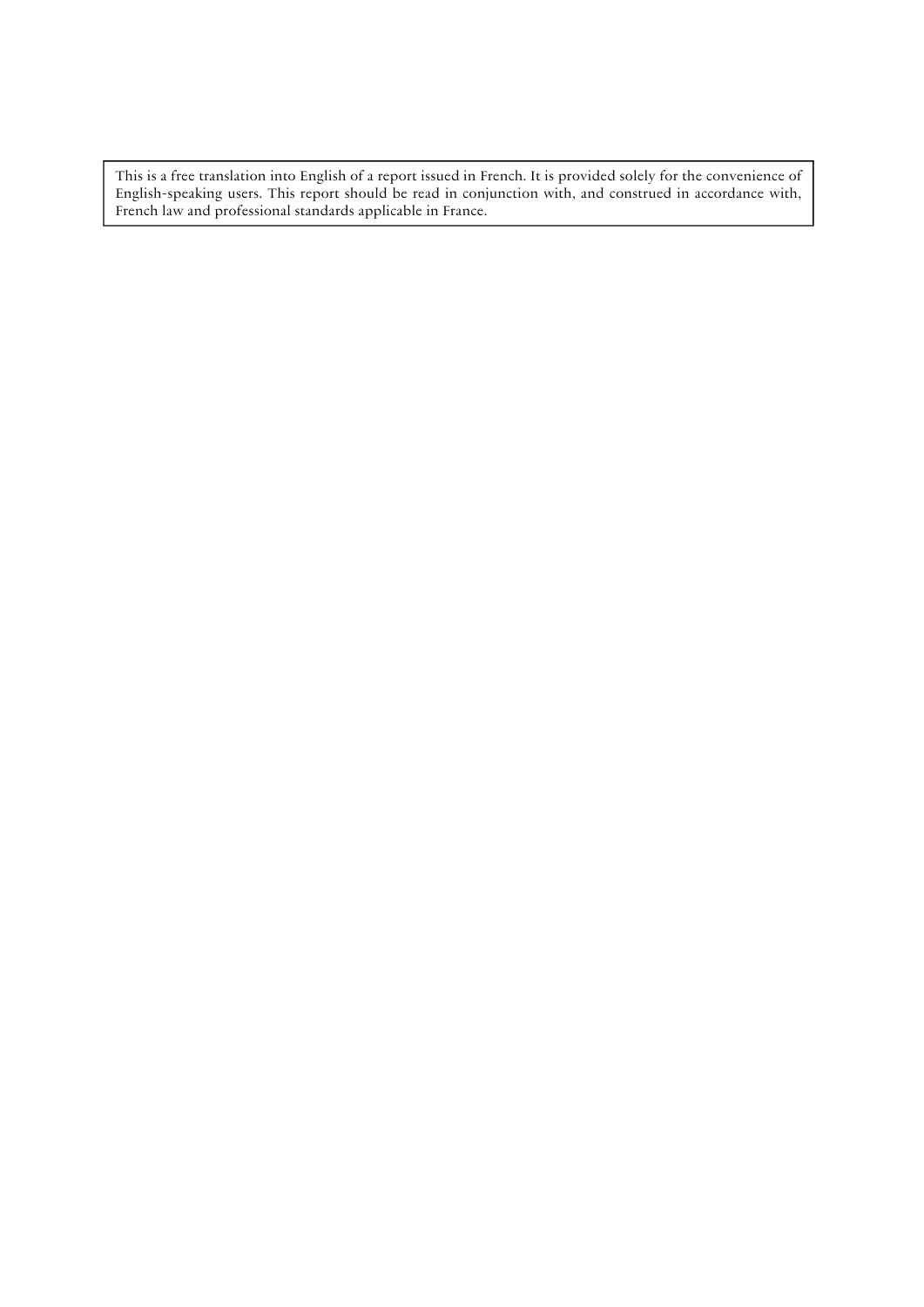This is a free translation into English of a report issued in French. It is provided solely for the convenience of English-speaking users. This report should be read in conjunction with, and construed in accordance with, French law and professional standards applicable in France.